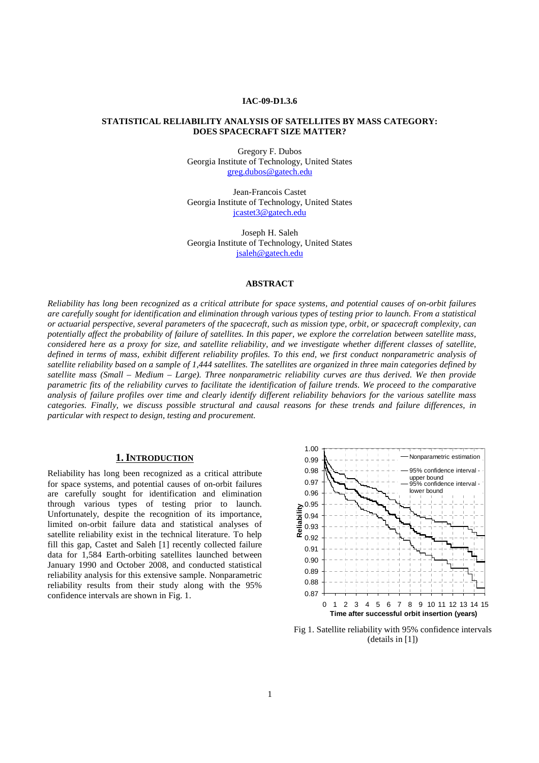IAC-09-D1.3.6

# STATISTICAL RELIABILITY ANALYSIS OF SATELLITES BY MASS CATEGORY: DOES SPACECRAFT SIZE MATTER?

Gregory F. Dubos
Georgia Institute of Technology, United States
greg.dubos@gatech.edu

Jean-Francois Castet
Georgia Institute of Technology, United States
jcastet3@gatech.edu

Joseph H. Saleh
Georgia Institute of Technology, United States
jsaleh@gatech.edu

## ABSTRACT

*Reliability has long been recognized as a critical attribute for space systems, and potential causes of on-orbit failures are carefully sought for identification and elimination through various types of testing prior to launch. From a statistical or actuarial perspective, several parameters of the spacecraft, such as mission type, orbit, or spacecraft complexity, can potentially affect the probability of failure of satellites. In this paper, we explore the correlation between satellite mass, considered here as a proxy for size, and satellite reliability, and we investigate whether different classes of satellite, defined in terms of mass, exhibit different reliability profiles. To this end, we first conduct nonparametric analysis of satellite reliability based on a sample of 1,444 satellites. The satellites are organized in three main categories defined by satellite mass (Small – Medium – Large). Three nonparametric reliability curves are thus derived. We then provide parametric fits of the reliability curves to facilitate the identification of failure trends. We proceed to the comparative analysis of failure profiles over time and clearly identify different reliability behaviors for the various satellite mass categories. Finally, we discuss possible structural and causal reasons for these trends and failure differences, in particular with respect to design, testing and procurement.*

## 1. INTRODUCTION

Reliability has long been recognized as a critical attribute for space systems, and potential causes of on-orbit failures are carefully sought for identification and elimination through various types of testing prior to launch. Unfortunately, despite the recognition of its importance, limited on-orbit failure data and statistical analyses of satellite reliability exist in the technical literature. To help fill this gap, Castet and Saleh [1] recently collected failure data for 1,584 Earth-orbiting satellites launched between January 1990 and October 2008, and conducted statistical reliability analysis for this extensive sample. Nonparametric reliability results from their study along with the 95% confidence intervals are shown in Fig. 1.

Fig 1. Satellite reliability with 95% confidence intervals (details in [1])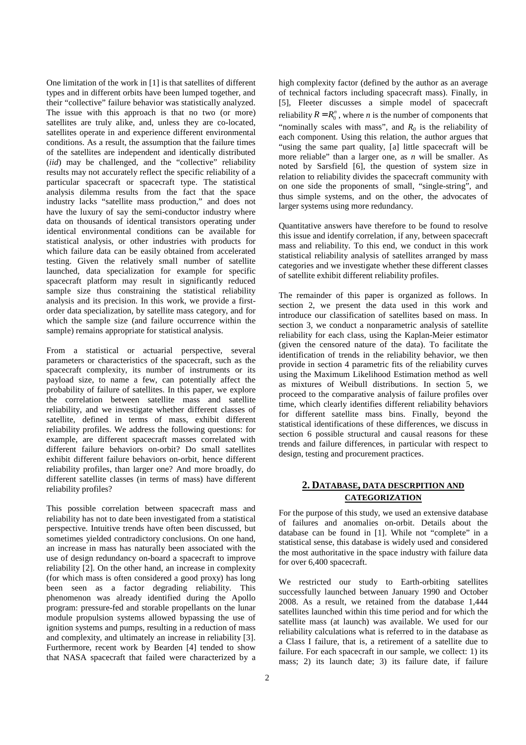One limitation of the work in [1] is that satellites of different types and in different orbits have been lumped together, and their "collective" failure behavior was statistically analyzed. The issue with this approach is that no two (or more) satellites are truly alike, and, unless they are co-located, satellites operate in and experience different environmental conditions. As a result, the assumption that the failure times of the satellites are independent and identically distributed (*iid*) may be challenged, and the "collective" reliability results may not accurately reflect the specific reliability of a particular spacecraft or spacecraft type. The statistical analysis dilemma results from the fact that the space industry lacks "satellite mass production," and does not have the luxury of say the semi-conductor industry where data on thousands of identical transistors operating under identical environmental conditions can be available for statistical analysis, or other industries with products for which failure data can be easily obtained from accelerated testing. Given the relatively small number of satellite launched, data specialization for example for specific spacecraft platform may result in significantly reduced sample size thus constraining the statistical reliability analysis and its precision. In this work, we provide a first-order data specialization, by satellite mass category, and for which the sample size (and failure occurrence within the sample) remains appropriate for statistical analysis.

From a statistical or actuarial perspective, several parameters or characteristics of the spacecraft, such as the spacecraft complexity, its number of instruments or its payload size, to name a few, can potentially affect the probability of failure of satellites. In this paper, we explore the correlation between satellite mass and satellite reliability, and we investigate whether different classes of satellite, defined in terms of mass, exhibit different reliability profiles. We address the following questions: for example, are different spacecraft masses correlated with different failure behaviors on-orbit? Do small satellites exhibit different failure behaviors on-orbit, hence different reliability profiles, than larger one? And more broadly, do different satellite classes (in terms of mass) have different reliability profiles?

This possible correlation between spacecraft mass and reliability has not to date been investigated from a statistical perspective. Intuitive trends have often been discussed, but sometimes yielded contradictory conclusions. On one hand, an increase in mass has naturally been associated with the use of design redundancy on-board a spacecraft to improve reliability [2]. On the other hand, an increase in complexity (for which mass is often considered a good proxy) has long been seen as a factor degrading reliability. This phenomenon was already identified during the Apollo program: pressure-fed and storable propellants on the lunar module propulsion systems allowed bypassing the use of ignition systems and pumps, resulting in a reduction of mass and complexity, and ultimately an increase in reliability [3]. Furthermore, recent work by Bearden [4] tended to show that NASA spacecraft that failed were characterized by a high complexity factor (defined by the author as an average of technical factors including spacecraft mass). Finally, in [5], Fleeter discusses a simple model of spacecraft reliability $R = R_0^n$, where $n$ is the number of components that "nominally scales with mass", and $R_0$ is the reliability of each component. Using this relation, the author argues that "using the same part quality, [a] little spacecraft will be more reliable" than a larger one, as $n$ will be smaller. As noted by Sarsfield [6], the question of system size in relation to reliability divides the spacecraft community with on one side the proponents of small, "single-string", and thus simple systems, and on the other, the advocates of larger systems using more redundancy.

Quantitative answers have therefore to be found to resolve this issue and identify correlation, if any, between spacecraft mass and reliability. To this end, we conduct in this work statistical reliability analysis of satellites arranged by mass categories and we investigate whether these different classes of satellite exhibit different reliability profiles.

The remainder of this paper is organized as follows. In section 2, we present the data used in this work and introduce our classification of satellites based on mass. In section 3, we conduct a nonparametric analysis of satellite reliability for each class, using the Kaplan-Meier estimator (given the censored nature of the data). To facilitate the identification of trends in the reliability behavior, we then provide in section 4 parametric fits of the reliability curves using the Maximum Likelihood Estimation method as well as mixtures of Weibull distributions. In section 5, we proceed to the comparative analysis of failure profiles over time, which clearly identifies different reliability behaviors for different satellite mass bins. Finally, beyond the statistical identifications of these differences, we discuss in section 6 possible structural and causal reasons for these trends and failure differences, in particular with respect to design, testing and procurement practices.

## 2. DATABASE, DATA DESCRPITION AND CATEGORIZATION

For the purpose of this study, we used an extensive database of failures and anomalies on-orbit. Details about the database can be found in [1]. While not "complete" in a statistical sense, this database is widely used and considered the most authoritative in the space industry with failure data for over 6,400 spacecraft.

We restricted our study to Earth-orbiting satellites successfully launched between January 1990 and October 2008. As a result, we retained from the database 1,444 satellites launched within this time period and for which the satellite mass (at launch) was available. We used for our reliability calculations what is referred to in the database as a Class I failure, that is, a retirement of a satellite due to failure. For each spacecraft in our sample, we collect: 1) its mass; 2) its launch date; 3) its failure date, if failure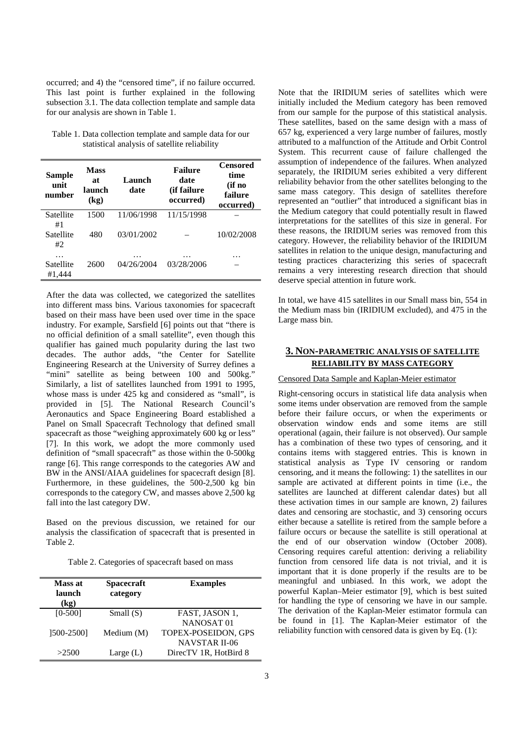occurred; and 4) the "censored time", if no failure occurred. This last point is further explained in the following subsection 3.1. The data collection template and sample data for our analysis are shown in Table 1.

Table 1. Data collection template and sample data for our statistical analysis of satellite reliability

| Sample unit number | Mass at launch (kg) | Launch date | Failure date (if failure occurred) | Censored time (if no failure occurred) |
|---|---|---|---|---|
| Satellite #1 | 1500 | 11/06/1998 | 11/15/1998 | – |
| Satellite #2 | 480 | 03/01/2002 | – | 10/02/2008 |
| … | | … | … | … |
| Satellite #1,444 | 2600 | 04/26/2004 | 03/28/2006 | – |

After the data was collected, we categorized the satellites into different mass bins. Various taxonomies for spacecraft based on their mass have been used over time in the space industry. For example, Sarsfield [6] points out that "there is no official definition of a small satellite", even though this qualifier has gained much popularity during the last two decades. The author adds, "the Center for Satellite Engineering Research at the University of Surrey defines a "mini" satellite as being between 100 and 500kg." Similarly, a list of satellites launched from 1991 to 1995, whose mass is under 425 kg and considered as "small", is provided in [5]. The National Research Council's Aeronautics and Space Engineering Board established a Panel on Small Spacecraft Technology that defined small spacecraft as those "weighing approximately 600 kg or less" [7]. In this work, we adopt the more commonly used definition of "small spacecraft" as those within the 0-500kg range [6]. This range corresponds to the categories AW and BW in the ANSI/AIAA guidelines for spacecraft design [8]. Furthermore, in these guidelines, the 500-2,500 kg bin corresponds to the category CW, and masses above 2,500 kg fall into the last category DW.

Based on the previous discussion, we retained for our analysis the classification of spacecraft that is presented in Table 2.

Table 2. Categories of spacecraft based on mass

| Mass at launch (kg) | Spacecraft category | Examples |
|---|---|---|
| [0-500] | Small (S) | FAST, JASON 1, NANOSAT 01 |
| ]500-2500] | Medium (M) | TOPEX-POSEIDON, GPS NAVSTAR II-06 |
| >2500 | Large (L) | DirecTV 1R, HotBird 8 |

Note that the IRIDIUM series of satellites which were initially included the Medium category has been removed from our sample for the purpose of this statistical analysis. These satellites, based on the same design with a mass of 657 kg, experienced a very large number of failures, mostly attributed to a malfunction of the Attitude and Orbit Control System. This recurrent cause of failure challenged the assumption of independence of the failures. When analyzed separately, the IRIDIUM series exhibited a very different reliability behavior from the other satellites belonging to the same mass category. This design of satellites therefore represented an "outlier" that introduced a significant bias in the Medium category that could potentially result in flawed interpretations for the satellites of this size in general. For these reasons, the IRIDIUM series was removed from this category. However, the reliability behavior of the IRIDIUM satellites in relation to the unique design, manufacturing and testing practices characterizing this series of spacecraft remains a very interesting research direction that should deserve special attention in future work.

In total, we have 415 satellites in our Small mass bin, 554 in the Medium mass bin (IRIDIUM excluded), and 475 in the Large mass bin.

## 3. NON-PARAMETRIC ANALYSIS OF SATELLITE RELIABILITY BY MASS CATEGORY

### Censored Data Sample and Kaplan-Meier estimator

Right-censoring occurs in statistical life data analysis when some items under observation are removed from the sample before their failure occurs, or when the experiments or observation window ends and some items are still operational (again, their failure is not observed). Our sample has a combination of these two types of censoring, and it contains items with staggered entries. This is known in statistical analysis as Type IV censoring or random censoring, and it means the following: 1) the satellites in our sample are activated at different points in time (i.e., the satellites are launched at different calendar dates) but all these activation times in our sample are known, 2) failures dates and censoring are stochastic, and 3) censoring occurs either because a satellite is retired from the sample before a failure occurs or because the satellite is still operational at the end of our observation window (October 2008). Censoring requires careful attention: deriving a reliability function from censored life data is not trivial, and it is important that it is done properly if the results are to be meaningful and unbiased. In this work, we adopt the powerful Kaplan–Meier estimator [9], which is best suited for handling the type of censoring we have in our sample. The derivation of the Kaplan-Meier estimator formula can be found in [1]. The Kaplan-Meier estimator of the reliability function with censored data is given by Eq. (1):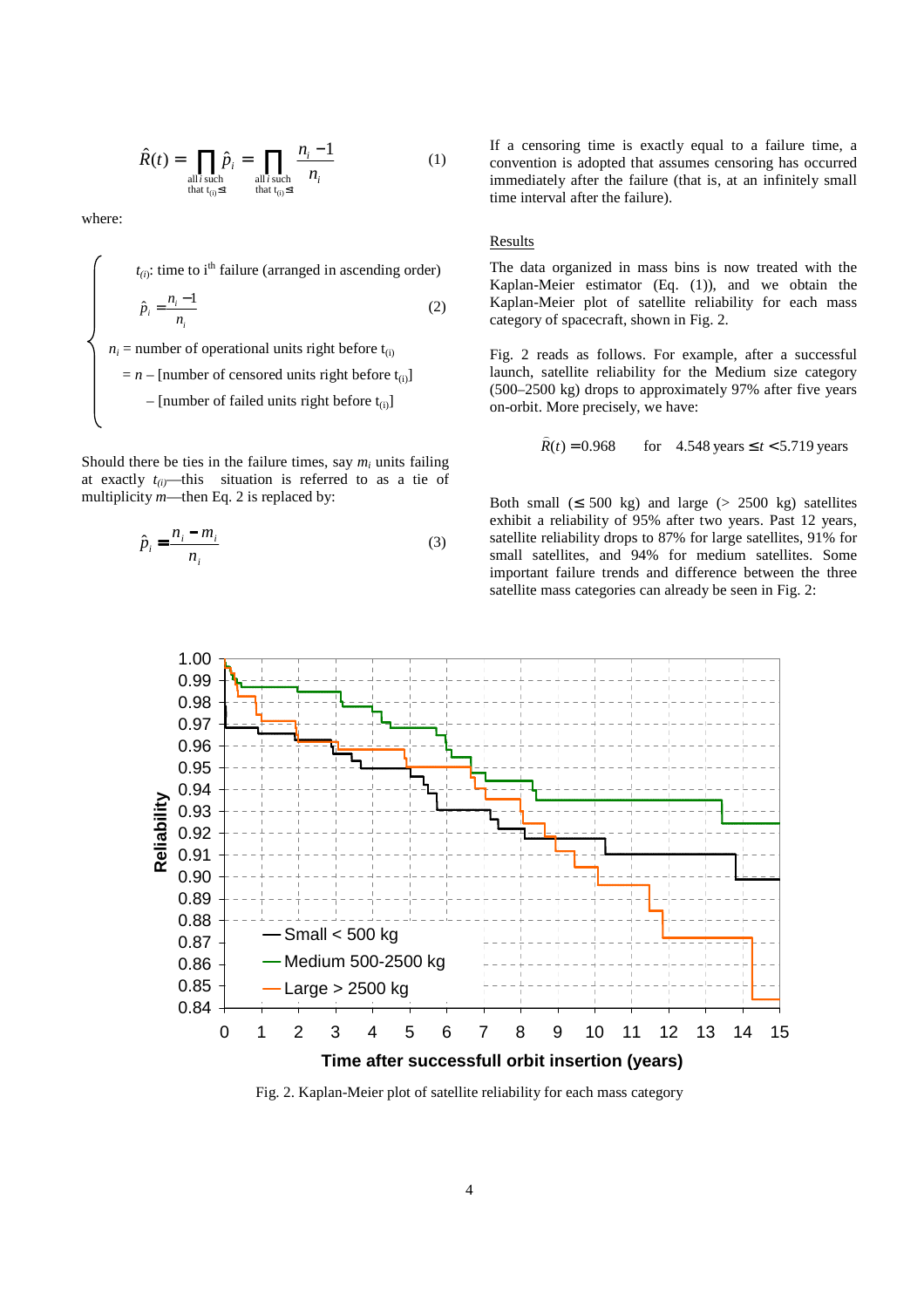$$\hat{R}(t) = \prod_{\substack{\text{all } i \text{ such} \\ \text{that } t_{(i)} \leq t}} \hat{p}_i = \prod_{\substack{\text{all } i \text{ such} \\ \text{that } t_{(i)} \leq t}} \frac{n_i - 1}{n_i} \qquad (1)$$

where:

$t_{(i)}$: time to i[th] failure (arranged in ascending order)

$$\hat{p}_i = \frac{n_i - 1}{n_i} \qquad (2)$$

$n_i$ = number of operational units right before $t_{(i)}$

= $n$ – [number of censored units right before $t_{(i)}$]

– [number of failed units right before $t_{(i)}$]

Should there be ties in the failure times, say $m_i$ units failing at exactly $t_{(i)}$—this situation is referred to as a tie of multiplicity $m$—then Eq. 2 is replaced by:

$$\hat{p}_i = \frac{n_i - m_i}{n_i} \qquad (3)$$

If a censoring time is exactly equal to a failure time, a convention is adopted that assumes censoring has occurred immediately after the failure (that is, at an infinitely small time interval after the failure).

Results

The data organized in mass bins is now treated with the Kaplan-Meier estimator (Eq. (1)), and we obtain the Kaplan-Meier plot of satellite reliability for each mass category of spacecraft, shown in Fig. 2.

Fig. 2 reads as follows. For example, after a successful launch, satellite reliability for the Medium size category (500–2500 kg) drops to approximately 97% after five years on-orbit. More precisely, we have:

$$\hat{R}(t) = 0.968 \qquad \text{for} \quad 4.548 \text{ years} \leq t < 5.719 \text{ years}$$

Both small ($\leq$ 500 kg) and large (> 2500 kg) satellites exhibit a reliability of 95% after two years. Past 12 years, satellite reliability drops to 87% for large satellites, 91% for small satellites, and 94% for medium satellites. Some important failure trends and difference between the three satellite mass categories can already be seen in Fig. 2:

Fig. 2. Kaplan-Meier plot of satellite reliability for each mass category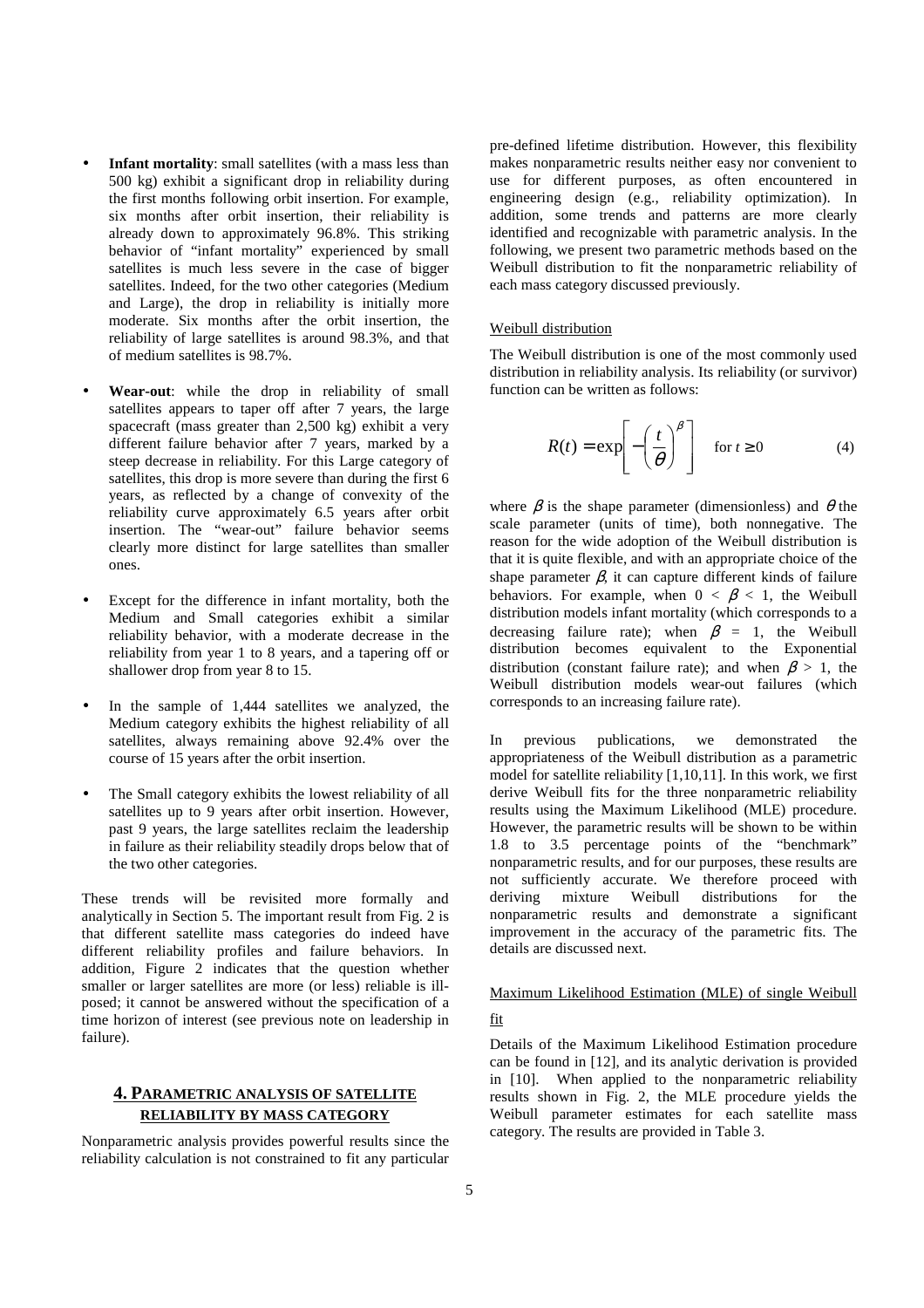- **Infant mortality**: small satellites (with a mass less than 500 kg) exhibit a significant drop in reliability during the first months following orbit insertion. For example, six months after orbit insertion, their reliability is already down to approximately 96.8%. This striking behavior of "infant mortality" experienced by small satellites is much less severe in the case of bigger satellites. Indeed, for the two other categories (Medium and Large), the drop in reliability is initially more moderate. Six months after the orbit insertion, the reliability of large satellites is around 98.3%, and that of medium satellites is 98.7%.
- **Wear-out**: while the drop in reliability of small satellites appears to taper off after 7 years, the large spacecraft (mass greater than 2,500 kg) exhibit a very different failure behavior after 7 years, marked by a steep decrease in reliability. For this Large category of satellites, this drop is more severe than during the first 6 years, as reflected by a change of convexity of the reliability curve approximately 6.5 years after orbit insertion. The "wear-out" failure behavior seems clearly more distinct for large satellites than smaller ones.
- Except for the difference in infant mortality, both the Medium and Small categories exhibit a similar reliability behavior, with a moderate decrease in the reliability from year 1 to 8 years, and a tapering off or shallower drop from year 8 to 15.
- In the sample of 1,444 satellites we analyzed, the Medium category exhibits the highest reliability of all satellites, always remaining above 92.4% over the course of 15 years after the orbit insertion.
- The Small category exhibits the lowest reliability of all satellites up to 9 years after orbit insertion. However, past 9 years, the large satellites reclaim the leadership in failure as their reliability steadily drops below that of the two other categories.

These trends will be revisited more formally and analytically in Section 5. The important result from Fig. 2 is that different satellite mass categories do indeed have different reliability profiles and failure behaviors. In addition, Figure 2 indicates that the question whether smaller or larger satellites are more (or less) reliable is ill-posed; it cannot be answered without the specification of a time horizon of interest (see previous note on leadership in failure).

## 4. PARAMETRIC ANALYSIS OF SATELLITE RELIABILITY BY MASS CATEGORY

Nonparametric analysis provides powerful results since the reliability calculation is not constrained to fit any particular pre-defined lifetime distribution. However, this flexibility makes nonparametric results neither easy nor convenient to use for different purposes, as often encountered in engineering design (e.g., reliability optimization). In addition, some trends and patterns are more clearly identified and recognizable with parametric analysis. In the following, we present two parametric methods based on the Weibull distribution to fit the nonparametric reliability of each mass category discussed previously.

### Weibull distribution

The Weibull distribution is one of the most commonly used distribution in reliability analysis. Its reliability (or survivor) function can be written as follows:

$$R(t) = \exp\left[-\left(\frac{t}{\theta}\right)^{\beta}\right] \quad \text{for } t \geq 0 \tag{4}$$

where $\beta$ is the shape parameter (dimensionless) and $\theta$ the scale parameter (units of time), both nonnegative. The reason for the wide adoption of the Weibull distribution is that it is quite flexible, and with an appropriate choice of the shape parameter $\beta$, it can capture different kinds of failure behaviors. For example, when $0 < \beta < 1$, the Weibull distribution models infant mortality (which corresponds to a decreasing failure rate); when $\beta = 1$, the Weibull distribution becomes equivalent to the Exponential distribution (constant failure rate); and when $\beta > 1$, the Weibull distribution models wear-out failures (which corresponds to an increasing failure rate).

In previous publications, we demonstrated the appropriateness of the Weibull distribution as a parametric model for satellite reliability [1,10,11]. In this work, we first derive Weibull fits for the three nonparametric reliability results using the Maximum Likelihood (MLE) procedure. However, the parametric results will be shown to be within 1.8 to 3.5 percentage points of the "benchmark" nonparametric results, and for our purposes, these results are not sufficiently accurate. We therefore proceed with deriving mixture Weibull distributions for the nonparametric results and demonstrate a significant improvement in the accuracy of the parametric fits. The details are discussed next.

### Maximum Likelihood Estimation (MLE) of single Weibull fit

Details of the Maximum Likelihood Estimation procedure can be found in [12], and its analytic derivation is provided in [10]. When applied to the nonparametric reliability results shown in Fig. 2, the MLE procedure yields the Weibull parameter estimates for each satellite mass category. The results are provided in Table 3.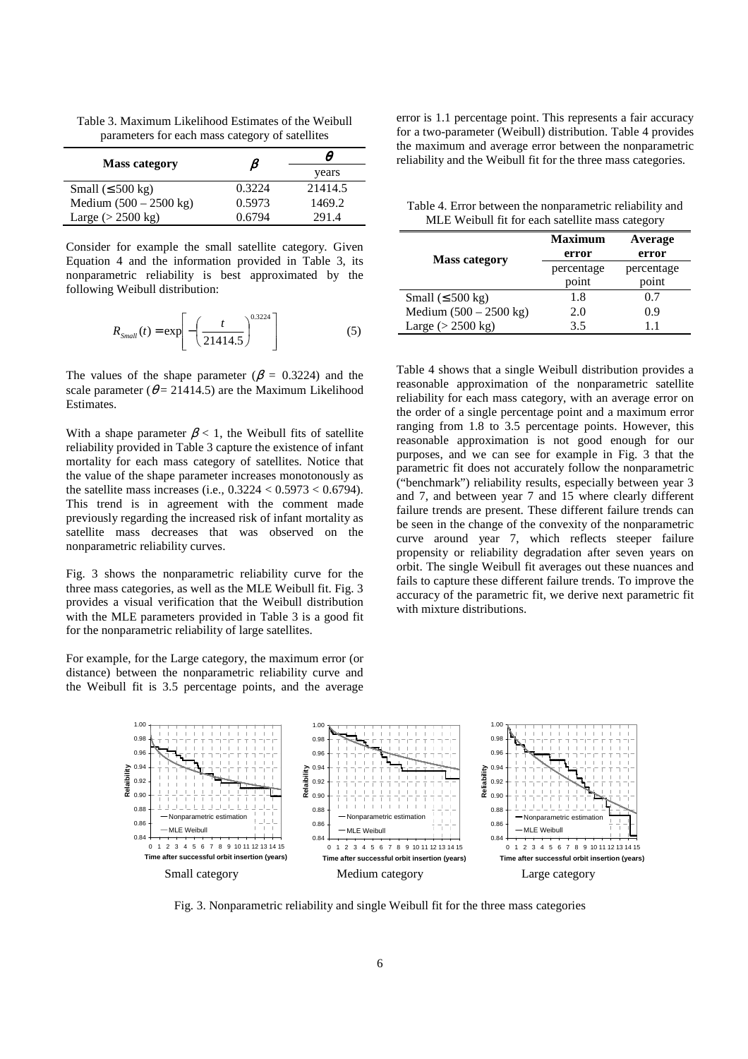Table 3. Maximum Likelihood Estimates of the Weibull parameters for each mass category of satellites

| Mass category | $\beta$ | $\theta$ |
|---|---|---|
| | | years |
| Small ($\leq$ 500 kg) | 0.3224 | 21414.5 |
| Medium (500 – 2500 kg) | 0.5973 | 1469.2 |
| Large (> 2500 kg) | 0.6794 | 291.4 |

Consider for example the small satellite category. Given Equation 4 and the information provided in Table 3, its nonparametric reliability is best approximated by the following Weibull distribution:

$$R_{Small}(t) = \exp\left[-\left(\frac{t}{21414.5}\right)^{0.3224}\right] \quad (5)$$

The values of the shape parameter ($\beta$ = 0.3224) and the scale parameter ($\theta$ = 21414.5) are the Maximum Likelihood Estimates.

With a shape parameter $\beta < 1$, the Weibull fits of satellite reliability provided in Table 3 capture the existence of infant mortality for each mass category of satellites. Notice that the value of the shape parameter increases monotonously as the satellite mass increases (i.e., $0.3224 < 0.5973 < 0.6794$). This trend is in agreement with the comment made previously regarding the increased risk of infant mortality as satellite mass decreases that was observed on the nonparametric reliability curves.

Fig. 3 shows the nonparametric reliability curve for the three mass categories, as well as the MLE Weibull fit. Fig. 3 provides a visual verification that the Weibull distribution with the MLE parameters provided in Table 3 is a good fit for the nonparametric reliability of large satellites.

For example, for the Large category, the maximum error (or distance) between the nonparametric reliability curve and the Weibull fit is 3.5 percentage points, and the average error is 1.1 percentage point. This represents a fair accuracy for a two-parameter (Weibull) distribution. Table 4 provides the maximum and average error between the nonparametric reliability and the Weibull fit for the three mass categories.

Table 4. Error between the nonparametric reliability and MLE Weibull fit for each satellite mass category

| Mass category | Maximum error | Average error |
|---|---|---|
| | percentage point | percentage point |
| Small ($\leq$ 500 kg) | 1.8 | 0.7 |
| Medium (500 – 2500 kg) | 2.0 | 0.9 |
| Large (> 2500 kg) | 3.5 | 1.1 |

Table 4 shows that a single Weibull distribution provides a reasonable approximation of the nonparametric satellite reliability for each mass category, with an average error on the order of a single percentage point and a maximum error ranging from 1.8 to 3.5 percentage points. However, this reasonable approximation is not good enough for our purposes, and we can see for example in Fig. 3 that the parametric fit does not accurately follow the nonparametric ("benchmark") reliability results, especially between year 3 and 7, and between year 7 and 15 where clearly different failure trends are present. These different failure trends can be seen in the change of the convexity of the nonparametric curve around year 7, which reflects steeper failure propensity or reliability degradation after seven years on orbit. The single Weibull fit averages out these nuances and fails to capture these different failure trends. To improve the accuracy of the parametric fit, we derive next parametric fit with mixture distributions.

Small category — Medium category — Large category

Fig. 3. Nonparametric reliability and single Weibull fit for the three mass categories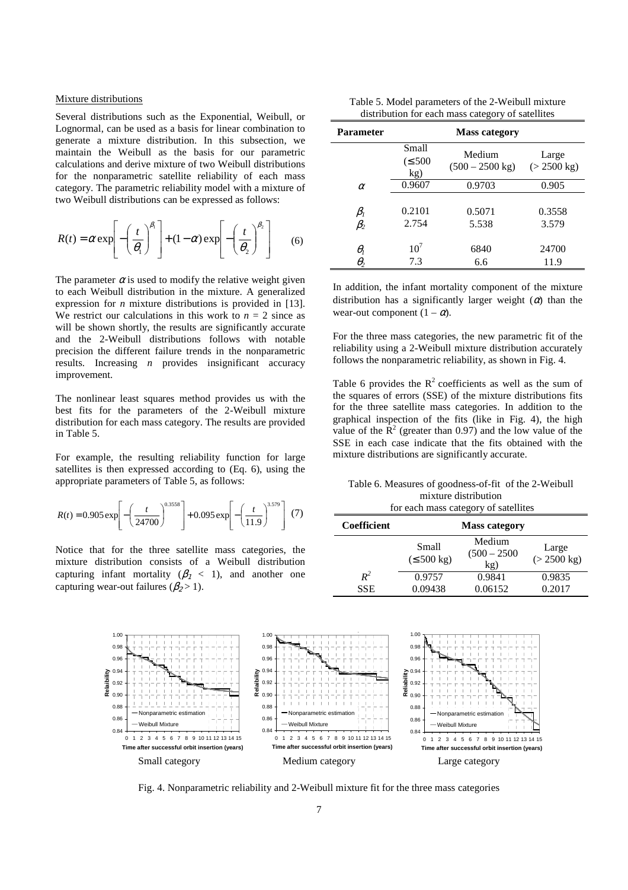Mixture distributions

Several distributions such as the Exponential, Weibull, or Lognormal, can be used as a basis for linear combination to generate a mixture distribution. In this subsection, we maintain the Weibull as the basis for our parametric calculations and derive mixture of two Weibull distributions for the nonparametric satellite reliability of each mass category. The parametric reliability model with a mixture of two Weibull distributions can be expressed as follows:

$$R(t) = \alpha \exp\left[ -\left(\frac{t}{\theta_1}\right)^{\beta_1} \right] + (1-\alpha)\exp\left[ -\left(\frac{t}{\theta_2}\right)^{\beta_2} \right] \quad (6)$$

The parameter $\alpha$ is used to modify the relative weight given to each Weibull distribution in the mixture. A generalized expression for $n$ mixture distributions is provided in [13]. We restrict our calculations in this work to $n = 2$ since as will be shown shortly, the results are significantly accurate and the 2-Weibull distributions follows with notable precision the different failure trends in the nonparametric results. Increasing $n$ provides insignificant accuracy improvement.

The nonlinear least squares method provides us with the best fits for the parameters of the 2-Weibull mixture distribution for each mass category. The results are provided in Table 5.

For example, the resulting reliability function for large satellites is then expressed according to (Eq. 6), using the appropriate parameters of Table 5, as follows:

$$R(t) = 0.905\exp\left[ -\left(\frac{t}{24700}\right)^{0.3558} \right] + 0.095\exp\left[ -\left(\frac{t}{11.9}\right)^{3.579} \right] \quad (7)$$

Notice that for the three satellite mass categories, the mixture distribution consists of a Weibull distribution capturing infant mortality ($\beta_1 < 1$), and another one capturing wear-out failures ($\beta_2 > 1$).

Table 5. Model parameters of the 2-Weibull mixture distribution for each mass category of satellites

| Parameter | Mass category | | |
|---|---|---|---|
| | Small ($\leq$500 kg) | Medium (500 – 2500 kg) | Large (> 2500 kg) |
| $\alpha$ | 0.9607 | 0.9703 | 0.905 |
| $\beta_1$ | 0.2101 | 0.5071 | 0.3558 |
| $\beta_2$ | 2.754 | 5.538 | 3.579 |
| $\theta_1$ | $10^7$ | 6840 | 24700 |
| $\theta_2$ | 7.3 | 6.6 | 11.9 |

In addition, the infant mortality component of the mixture distribution has a significantly larger weight ($\alpha$) than the wear-out component $(1 - \alpha)$.

For the three mass categories, the new parametric fit of the reliability using a 2-Weibull mixture distribution accurately follows the nonparametric reliability, as shown in Fig. 4.

Table 6 provides the $R^2$ coefficients as well as the sum of the squares of errors (SSE) of the mixture distributions fits for the three satellite mass categories. In addition to the graphical inspection of the fits (like in Fig. 4), the high value of the $R^2$ (greater than 0.97) and the low value of the SSE in each case indicate that the fits obtained with the mixture distributions are significantly accurate.

Table 6. Measures of goodness-of-fit of the 2-Weibull mixture distribution for each mass category of satellites

| Coefficient | Mass category | | |
|---|---|---|---|
| | Small ($\leq$500 kg) | Medium (500 – 2500 kg) | Large (> 2500 kg) |
| $R^2$ | 0.9757 | 0.9841 | 0.9835 |
| SSE | 0.09438 | 0.06152 | 0.2017 |

Small category — Medium category — Large category

Fig. 4. Nonparametric reliability and 2-Weibull mixture fit for the three mass categories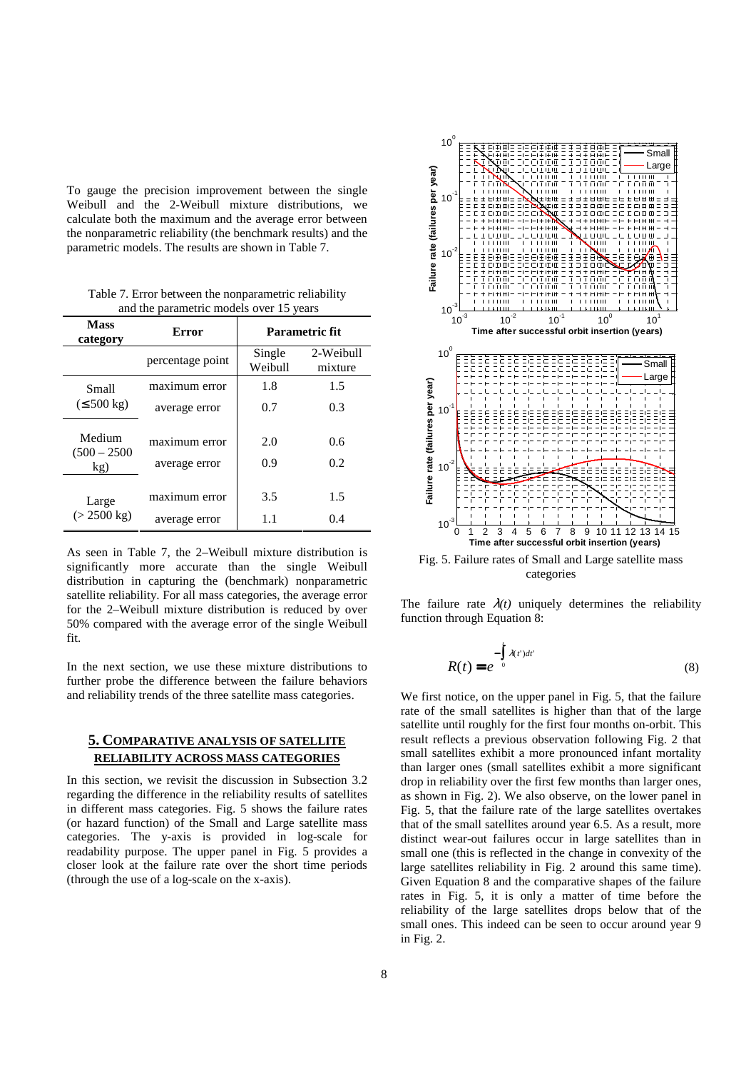To gauge the precision improvement between the single Weibull and the 2-Weibull mixture distributions, we calculate both the maximum and the average error between the nonparametric reliability (the benchmark results) and the parametric models. The results are shown in Table 7.

Table 7. Error between the nonparametric reliability and the parametric models over 15 years

| Mass category | Error | Parametric fit | |
|---|---|---|---|
| | percentage point | Single Weibull | 2-Weibull mixture |
| Small ($\leq$500 kg) | maximum error | 1.8 | 1.5 |
| | average error | 0.7 | 0.3 |
| Medium (500 – 2500 kg) | maximum error | 2.0 | 0.6 |
| | average error | 0.9 | 0.2 |
| Large (> 2500 kg) | maximum error | 3.5 | 1.5 |
| | average error | 1.1 | 0.4 |

As seen in Table 7, the 2–Weibull mixture distribution is significantly more accurate than the single Weibull distribution in capturing the (benchmark) nonparametric satellite reliability. For all mass categories, the average error for the 2–Weibull mixture distribution is reduced by over 50% compared with the average error of the single Weibull fit.

In the next section, we use these mixture distributions to further probe the difference between the failure behaviors and reliability trends of the three satellite mass categories.

## 5. Comparative Analysis of Satellite Reliability Across Mass Categories

In this section, we revisit the discussion in Subsection 3.2 regarding the difference in the reliability results of satellites in different mass categories. Fig. 5 shows the failure rates (or hazard function) of the Small and Large satellite mass categories. The y-axis is provided in log-scale for readability purpose. The upper panel in Fig. 5 provides a closer look at the failure rate over the short time periods (through the use of a log-scale on the x-axis).

Fig. 5. Failure rates of Small and Large satellite mass categories

The failure rate $\lambda(t)$ uniquely determines the reliability function through Equation 8:

$$R(t) = e^{-\int_0^t \lambda(t')dt'} \tag{8}$$

We first notice, on the upper panel in Fig. 5, that the failure rate of the small satellites is higher than that of the large satellite until roughly for the first four months on-orbit. This result reflects a previous observation following Fig. 2 that small satellites exhibit a more pronounced infant mortality than larger ones (small satellites exhibit a more significant drop in reliability over the first few months than larger ones, as shown in Fig. 2). We also observe, on the lower panel in Fig. 5, that the failure rate of the large satellites overtakes that of the small satellites around year 6.5. As a result, more distinct wear-out failures occur in large satellites than in small one (this is reflected in the change in convexity of the large satellites reliability in Fig. 2 around this same time). Given Equation 8 and the comparative shapes of the failure rates in Fig. 5, it is only a matter of time before the reliability of the large satellites drops below that of the small ones. This indeed can be seen to occur around year 9 in Fig. 2.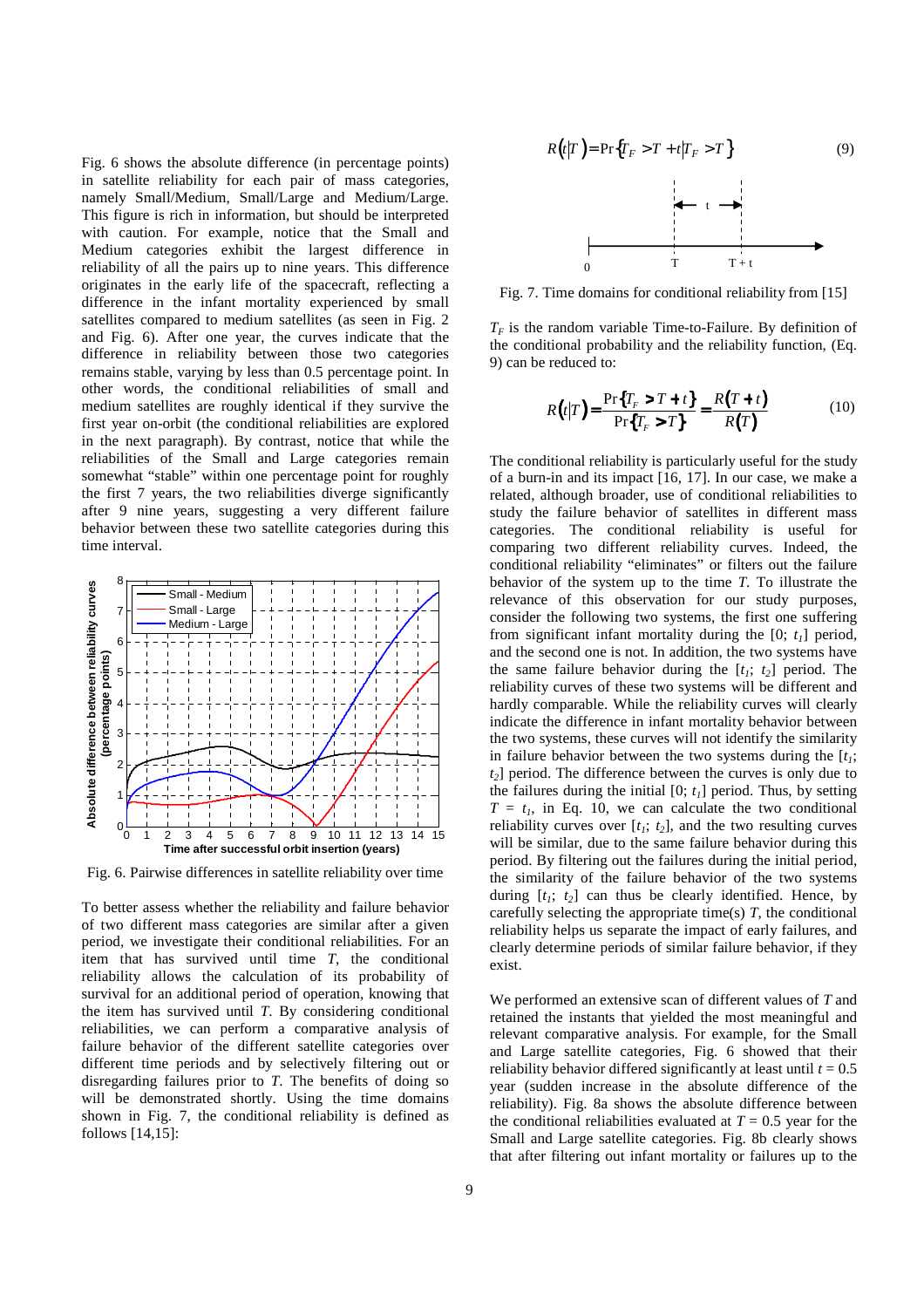Fig. 6 shows the absolute difference (in percentage points) in satellite reliability for each pair of mass categories, namely Small/Medium, Small/Large and Medium/Large. This figure is rich in information, but should be interpreted with caution. For example, notice that the Small and Medium categories exhibit the largest difference in reliability of all the pairs up to nine years. This difference originates in the early life of the spacecraft, reflecting a difference in the infant mortality experienced by small satellites compared to medium satellites (as seen in Fig. 2 and Fig. 6). After one year, the curves indicate that the difference in reliability between those two categories remains stable, varying by less than 0.5 percentage point. In other words, the conditional reliabilities of small and medium satellites are roughly identical if they survive the first year on-orbit (the conditional reliabilities are explored in the next paragraph). By contrast, notice that while the reliabilities of the Small and Large categories remain somewhat "stable" within one percentage point for roughly the first 7 years, the two reliabilities diverge significantly after 9 nine years, suggesting a very different failure behavior between these two satellite categories during this time interval.

Fig. 6. Pairwise differences in satellite reliability over time

To better assess whether the reliability and failure behavior of two different mass categories are similar after a given period, we investigate their conditional reliabilities. For an item that has survived until time $T$, the conditional reliability allows the calculation of its probability of survival for an additional period of operation, knowing that the item has survived until $T$. By considering conditional reliabilities, we can perform a comparative analysis of failure behavior of the different satellite categories over different time periods and by selectively filtering out or disregarding failures prior to $T$. The benefits of doing so will be demonstrated shortly. Using the time domains shown in Fig. 7, the conditional reliability is defined as follows [14,15]:

$$R(t|T) = \Pr\{T_F > T + t | T_F > T\} \tag{9}$$

Fig. 7. Time domains for conditional reliability from [15]

$T_F$ is the random variable Time-to-Failure. By definition of the conditional probability and the reliability function, (Eq. 9) can be reduced to:

$$R(t|T) = \frac{\Pr\{T_F > T + t\}}{\Pr\{T_F > T\}} = \frac{R(T+t)}{R(T)} \tag{10}$$

The conditional reliability is particularly useful for the study of a burn-in and its impact [16, 17]. In our case, we make a related, albeit broader, use of conditional reliabilities to study the failure behavior of satellites in different mass categories. The conditional reliability is useful for comparing two different reliability curves. Indeed, the conditional reliability "eliminates" or filters out the failure behavior of the system up to the time $T$. To illustrate the relevance of this observation for our study purposes, consider the following two systems, the first one suffering from significant infant mortality during the $[0;\, t_1]$ period, and the second one is not. In addition, the two systems have the same failure behavior during the $[t_1;\, t_2]$ period. The reliability curves of these two systems will be different and hardly comparable. While the reliability curves will clearly indicate the difference in infant mortality behavior between the two systems, these curves will not identify the similarity in failure behavior between the two systems during the $[t_1;\, t_2]$ period. The difference between the curves is only due to the failures during the initial $[0;\, t_1]$ period. Thus, by setting $T = t_1$, in Eq. 10, we can calculate the two conditional reliability curves over $[t_1;\, t_2]$, and the two resulting curves will be similar, due to the same failure behavior during this period. By filtering out the failures during the initial period, the similarity of the failure behavior of the two systems during $[t_1;\, t_2]$ can thus be clearly identified. Hence, by carefully selecting the appropriate time(s) $T$, the conditional reliability helps us separate the impact of early failures, and clearly determine periods of similar failure behavior, if they exist.

We performed an extensive scan of different values of $T$ and retained the instants that yielded the most meaningful and relevant comparative analysis. For example, for the Small and Large satellite categories, Fig. 6 showed that their reliability behavior differed significantly at least until $t = 0.5$ year (sudden increase in the absolute difference of the reliability). Fig. 8a shows the absolute difference between the conditional reliabilities evaluated at $T = 0.5$ year for the Small and Large satellite categories. Fig. 8b clearly shows that after filtering out infant mortality or failures up to the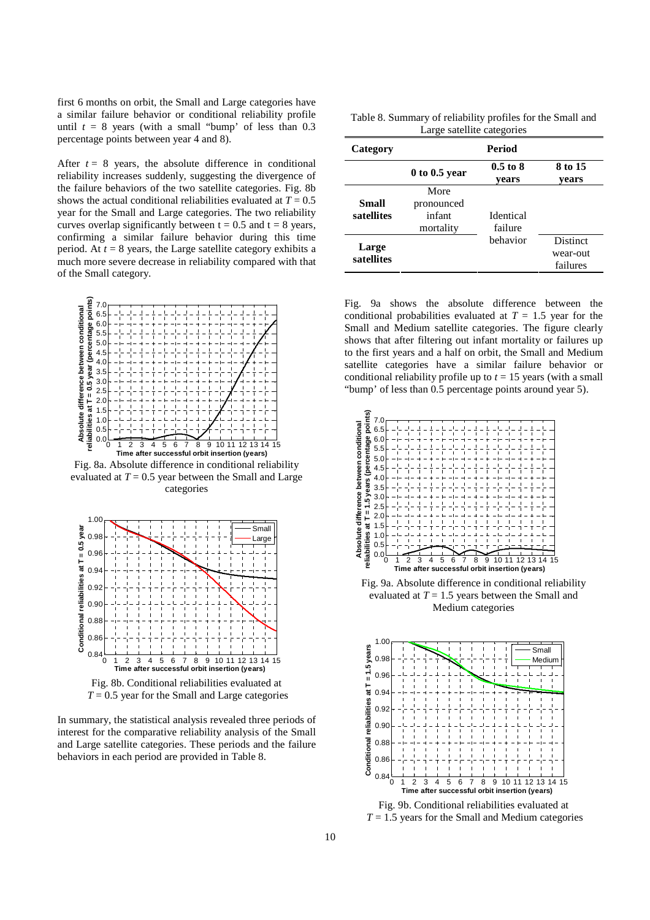first 6 months on orbit, the Small and Large categories have a similar failure behavior or conditional reliability profile until $t$ = 8 years (with a small "bump' of less than 0.3 percentage points between year 4 and 8).

After $t$ = 8 years, the absolute difference in conditional reliability increases suddenly, suggesting the divergence of the failure behaviors of the two satellite categories. Fig. 8b shows the actual conditional reliabilities evaluated at $T$ = 0.5 year for the Small and Large categories. The two reliability curves overlap significantly between t = 0.5 and t = 8 years, confirming a similar failure behavior during this time period. At $t$ = 8 years, the Large satellite category exhibits a much more severe decrease in reliability compared with that of the Small category.

Fig. 8a. Absolute difference in conditional reliability evaluated at $T$ = 0.5 year between the Small and Large categories

Fig. 8b. Conditional reliabilities evaluated at $T$ = 0.5 year for the Small and Large categories

In summary, the statistical analysis revealed three periods of interest for the comparative reliability analysis of the Small and Large satellite categories. These periods and the failure behaviors in each period are provided in Table 8.

Table 8. Summary of reliability profiles for the Small and Large satellite categories

| Category | Period | | |
|---|---|---|---|
| | 0 to 0.5 year | 0.5 to 8 years | 8 to 15 years |
| Small satellites | More pronounced infant mortality | Identical failure behavior | |
| Large satellites | | | Distinct wear-out failures |

Fig. 9a shows the absolute difference between the conditional probabilities evaluated at $T$ = 1.5 year for the Small and Medium satellite categories. The figure clearly shows that after filtering out infant mortality or failures up to the first years and a half on orbit, the Small and Medium satellite categories have a similar failure behavior or conditional reliability profile up to $t$ = 15 years (with a small "bump' of less than 0.5 percentage points around year 5).

Fig. 9a. Absolute difference in conditional reliability evaluated at $T$ = 1.5 years between the Small and Medium categories

Fig. 9b. Conditional reliabilities evaluated at $T$ = 1.5 years for the Small and Medium categories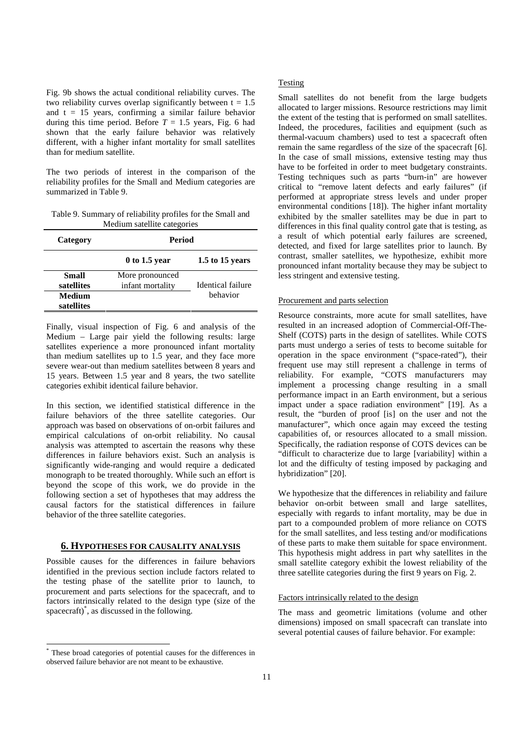Fig. 9b shows the actual conditional reliability curves. The two reliability curves overlap significantly between t = 1.5 and t = 15 years, confirming a similar failure behavior during this time period. Before $T = 1.5$ years, Fig. 6 had shown that the early failure behavior was relatively different, with a higher infant mortality for small satellites than for medium satellite.

The two periods of interest in the comparison of the reliability profiles for the Small and Medium categories are summarized in Table 9.

Table 9. Summary of reliability profiles for the Small and Medium satellite categories

| Category | Period | |
|---|---|---|
| | **0 to 1.5 year** | **1.5 to 15 years** |
| **Small satellites** | More pronounced infant mortality | Identical failure behavior |
| **Medium satellites** | | |

Finally, visual inspection of Fig. 6 and analysis of the Medium – Large pair yield the following results: large satellites experience a more pronounced infant mortality than medium satellites up to 1.5 year, and they face more severe wear-out than medium satellites between 8 years and 15 years. Between 1.5 year and 8 years, the two satellite categories exhibit identical failure behavior.

In this section, we identified statistical difference in the failure behaviors of the three satellite categories. Our approach was based on observations of on-orbit failures and empirical calculations of on-orbit reliability. No causal analysis was attempted to ascertain the reasons why these differences in failure behaviors exist. Such an analysis is significantly wide-ranging and would require a dedicated monograph to be treated thoroughly. While such an effort is beyond the scope of this work, we do provide in the following section a set of hypotheses that may address the causal factors for the statistical differences in failure behavior of the three satellite categories.

## 6. HYPOTHESES FOR CAUSALITY ANALYSIS

Possible causes for the differences in failure behaviors identified in the previous section include factors related to the testing phase of the satellite prior to launch, to procurement and parts selections for the spacecraft, and to factors intrinsically related to the design type (size of the spacecraft)*, as discussed in the following.

### Testing

Small satellites do not benefit from the large budgets allocated to larger missions. Resource restrictions may limit the extent of the testing that is performed on small satellites. Indeed, the procedures, facilities and equipment (such as thermal-vacuum chambers) used to test a spacecraft often remain the same regardless of the size of the spacecraft [6]. In the case of small missions, extensive testing may thus have to be forfeited in order to meet budgetary constraints. Testing techniques such as parts "burn-in" are however critical to "remove latent defects and early failures" (if performed at appropriate stress levels and under proper environmental conditions [18]). The higher infant mortality exhibited by the smaller satellites may be due in part to differences in this final quality control gate that is testing, as a result of which potential early failures are screened, detected, and fixed for large satellites prior to launch. By contrast, smaller satellites, we hypothesize, exhibit more pronounced infant mortality because they may be subject to less stringent and extensive testing.

### Procurement and parts selection

Resource constraints, more acute for small satellites, have resulted in an increased adoption of Commercial-Off-The-Shelf (COTS) parts in the design of satellites. While COTS parts must undergo a series of tests to become suitable for operation in the space environment ("space-rated"), their frequent use may still represent a challenge in terms of reliability. For example, "COTS manufacturers may implement a processing change resulting in a small performance impact in an Earth environment, but a serious impact under a space radiation environment" [19]. As a result, the "burden of proof [is] on the user and not the manufacturer", which once again may exceed the testing capabilities of, or resources allocated to a small mission. Specifically, the radiation response of COTS devices can be "difficult to characterize due to large [variability] within a lot and the difficulty of testing imposed by packaging and hybridization" [20].

We hypothesize that the differences in reliability and failure behavior on-orbit between small and large satellites, especially with regards to infant mortality, may be due in part to a compounded problem of more reliance on COTS for the small satellites, and less testing and/or modifications of these parts to make them suitable for space environment. This hypothesis might address in part why satellites in the small satellite category exhibit the lowest reliability of the three satellite categories during the first 9 years on Fig. 2.

### Factors intrinsically related to the design

The mass and geometric limitations (volume and other dimensions) imposed on small spacecraft can translate into several potential causes of failure behavior. For example:

* These broad categories of potential causes for the differences in observed failure behavior are not meant to be exhaustive.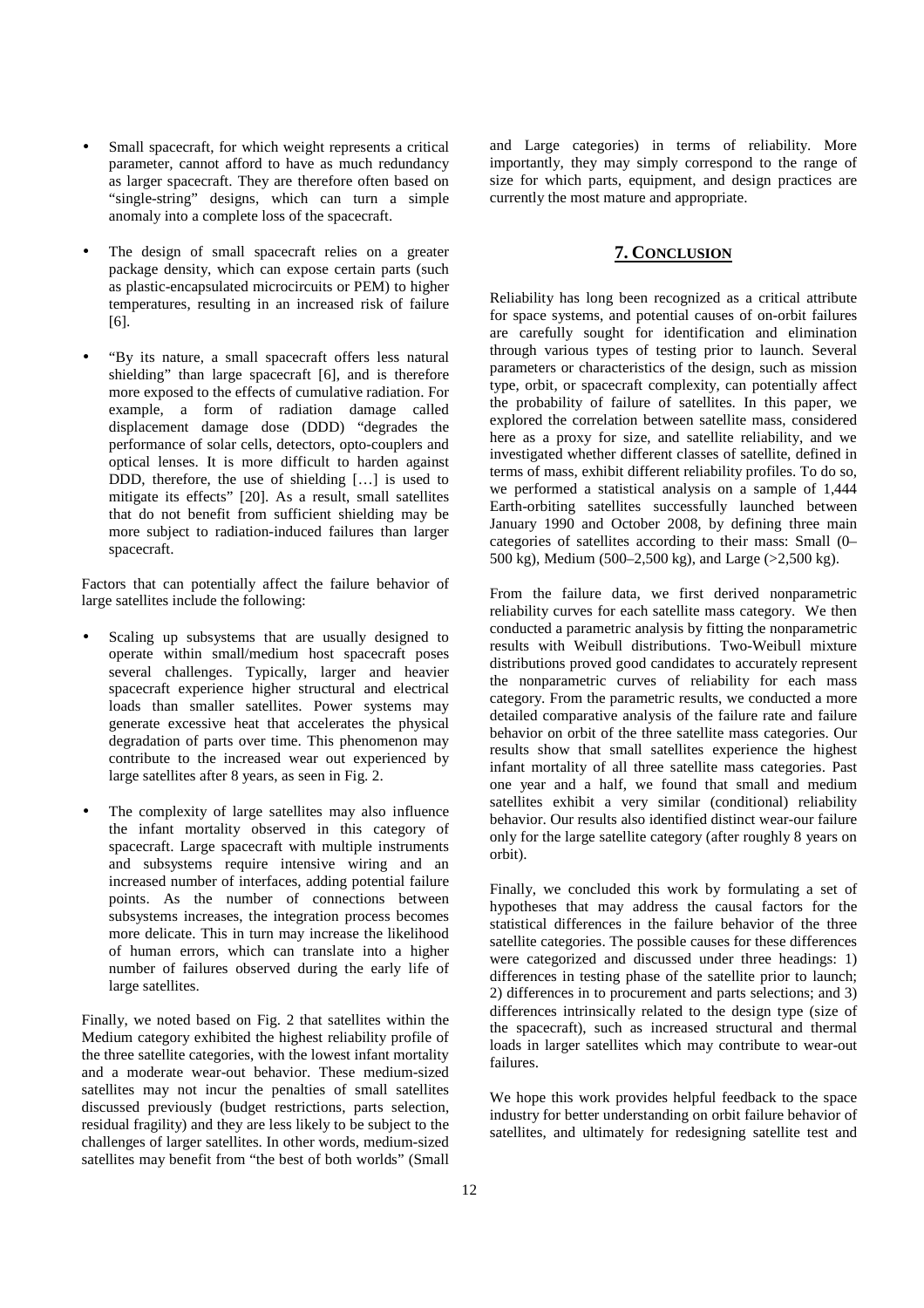- Small spacecraft, for which weight represents a critical parameter, cannot afford to have as much redundancy as larger spacecraft. They are therefore often based on "single-string" designs, which can turn a simple anomaly into a complete loss of the spacecraft.

- The design of small spacecraft relies on a greater package density, which can expose certain parts (such as plastic-encapsulated microcircuits or PEM) to higher temperatures, resulting in an increased risk of failure [6].

- "By its nature, a small spacecraft offers less natural shielding" than large spacecraft [6], and is therefore more exposed to the effects of cumulative radiation. For example, a form of radiation damage called displacement damage dose (DDD) "degrades the performance of solar cells, detectors, opto-couplers and optical lenses. It is more difficult to harden against DDD, therefore, the use of shielding […] is used to mitigate its effects" [20]. As a result, small satellites that do not benefit from sufficient shielding may be more subject to radiation-induced failures than larger spacecraft.

Factors that can potentially affect the failure behavior of large satellites include the following:

- Scaling up subsystems that are usually designed to operate within small/medium host spacecraft poses several challenges. Typically, larger and heavier spacecraft experience higher structural and electrical loads than smaller satellites. Power systems may generate excessive heat that accelerates the physical degradation of parts over time. This phenomenon may contribute to the increased wear out experienced by large satellites after 8 years, as seen in Fig. 2.

- The complexity of large satellites may also influence the infant mortality observed in this category of spacecraft. Large spacecraft with multiple instruments and subsystems require intensive wiring and an increased number of interfaces, adding potential failure points. As the number of connections between subsystems increases, the integration process becomes more delicate. This in turn may increase the likelihood of human errors, which can translate into a higher number of failures observed during the early life of large satellites.

Finally, we noted based on Fig. 2 that satellites within the Medium category exhibited the highest reliability profile of the three satellite categories, with the lowest infant mortality and a moderate wear-out behavior. These medium-sized satellites may not incur the penalties of small satellites discussed previously (budget restrictions, parts selection, residual fragility) and they are less likely to be subject to the challenges of larger satellites. In other words, medium-sized satellites may benefit from "the best of both worlds" (Small and Large categories) in terms of reliability. More importantly, they may simply correspond to the range of size for which parts, equipment, and design practices are currently the most mature and appropriate.

## 7. CONCLUSION

Reliability has long been recognized as a critical attribute for space systems, and potential causes of on-orbit failures are carefully sought for identification and elimination through various types of testing prior to launch. Several parameters or characteristics of the design, such as mission type, orbit, or spacecraft complexity, can potentially affect the probability of failure of satellites. In this paper, we explored the correlation between satellite mass, considered here as a proxy for size, and satellite reliability, and we investigated whether different classes of satellite, defined in terms of mass, exhibit different reliability profiles. To do so, we performed a statistical analysis on a sample of 1,444 Earth-orbiting satellites successfully launched between January 1990 and October 2008, by defining three main categories of satellites according to their mass: Small (0–500 kg), Medium (500–2,500 kg), and Large (>2,500 kg).

From the failure data, we first derived nonparametric reliability curves for each satellite mass category. We then conducted a parametric analysis by fitting the nonparametric results with Weibull distributions. Two-Weibull mixture distributions proved good candidates to accurately represent the nonparametric curves of reliability for each mass category. From the parametric results, we conducted a more detailed comparative analysis of the failure rate and failure behavior on orbit of the three satellite mass categories. Our results show that small satellites experience the highest infant mortality of all three satellite mass categories. Past one year and a half, we found that small and medium satellites exhibit a very similar (conditional) reliability behavior. Our results also identified distinct wear-our failure only for the large satellite category (after roughly 8 years on orbit).

Finally, we concluded this work by formulating a set of hypotheses that may address the causal factors for the statistical differences in the failure behavior of the three satellite categories. The possible causes for these differences were categorized and discussed under three headings: 1) differences in testing phase of the satellite prior to launch; 2) differences in to procurement and parts selections; and 3) differences intrinsically related to the design type (size of the spacecraft), such as increased structural and thermal loads in larger satellites which may contribute to wear-out failures.

We hope this work provides helpful feedback to the space industry for better understanding on orbit failure behavior of satellites, and ultimately for redesigning satellite test and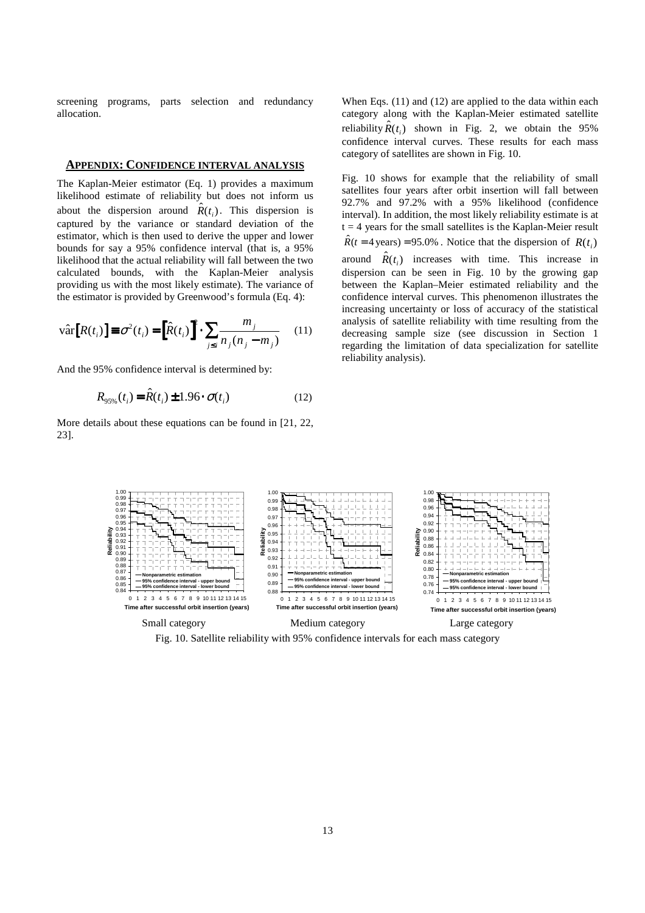screening programs, parts selection and redundancy allocation.

## APPENDIX: CONFIDENCE INTERVAL ANALYSIS

The Kaplan-Meier estimator (Eq. 1) provides a maximum likelihood estimate of reliability but does not inform us about the dispersion around $\hat{R}(t_i)$. This dispersion is captured by the variance or standard deviation of the estimator, which is then used to derive the upper and lower bounds for say a 95% confidence interval (that is, a 95% likelihood that the actual reliability will fall between the two calculated bounds, with the Kaplan-Meier analysis providing us with the most likely estimate). The variance of the estimator is provided by Greenwood's formula (Eq. 4):

$$\hat{\text{var}}\left[R(t_i)\right] \equiv \sigma^2(t_i) = \left[\hat{R}(t_i)\right]^2 \cdot \sum_{j \leq i} \frac{m_j}{n_j(n_j - m_j)} \quad (11)$$

And the 95% confidence interval is determined by:

$$R_{95\%}(t_i) = \hat{R}(t_i) \pm 1.96 \cdot \sigma(t_i) \quad (12)$$

More details about these equations can be found in [21, 22, 23].

When Eqs. (11) and (12) are applied to the data within each category along with the Kaplan-Meier estimated satellite reliability $\hat{R}(t_i)$ shown in Fig. 2, we obtain the 95% confidence interval curves. These results for each mass category of satellites are shown in Fig. 10.

Fig. 10 shows for example that the reliability of small satellites four years after orbit insertion will fall between 92.7% and 97.2% with a 95% likelihood (confidence interval). In addition, the most likely reliability estimate is at t = 4 years for the small satellites is the Kaplan-Meier result $\hat{R}(t = 4\,\text{years}) = 95.0\%$. Notice that the dispersion of $R(t_i)$ around $\hat{R}(t_i)$ increases with time. This increase in dispersion can be seen in Fig. 10 by the growing gap between the Kaplan–Meier estimated reliability and the confidence interval curves. This phenomenon illustrates the increasing uncertainty or loss of accuracy of the statistical analysis of satellite reliability with time resulting from the decreasing sample size (see discussion in Section 1 regarding the limitation of data specialization for satellite reliability analysis).

Small category | Medium category | Large category

Fig. 10. Satellite reliability with 95% confidence intervals for each mass category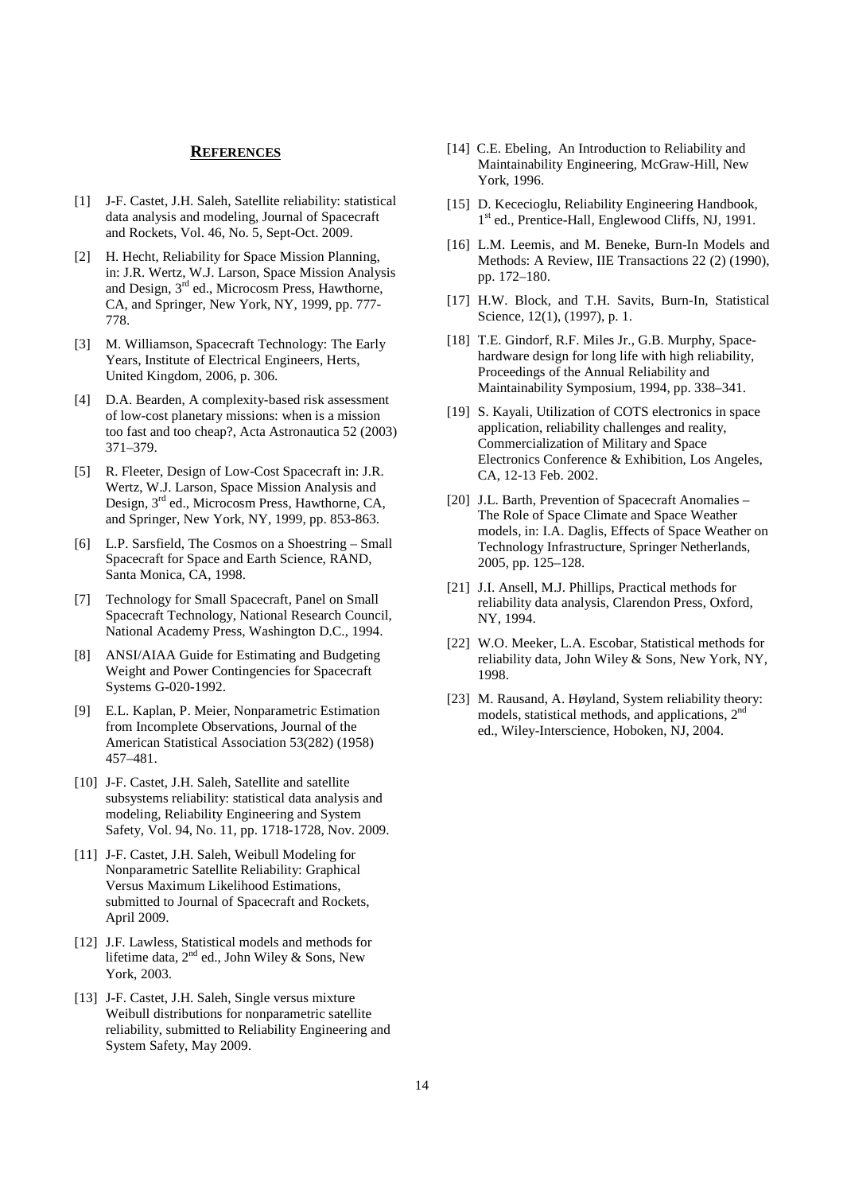## REFERENCES

[1] J-F. Castet, J.H. Saleh, Satellite reliability: statistical data analysis and modeling, Journal of Spacecraft and Rockets, Vol. 46, No. 5, Sept-Oct. 2009.

[2] H. Hecht, Reliability for Space Mission Planning, in: J.R. Wertz, W.J. Larson, Space Mission Analysis and Design, 3rd ed., Microcosm Press, Hawthorne, CA, and Springer, New York, NY, 1999, pp. 777-778.

[3] M. Williamson, Spacecraft Technology: The Early Years, Institute of Electrical Engineers, Herts, United Kingdom, 2006, p. 306.

[4] D.A. Bearden, A complexity-based risk assessment of low-cost planetary missions: when is a mission too fast and too cheap?, Acta Astronautica 52 (2003) 371–379.

[5] R. Fleeter, Design of Low-Cost Spacecraft in: J.R. Wertz, W.J. Larson, Space Mission Analysis and Design, 3rd ed., Microcosm Press, Hawthorne, CA, and Springer, New York, NY, 1999, pp. 853-863.

[6] L.P. Sarsfield, The Cosmos on a Shoestring – Small Spacecraft for Space and Earth Science, RAND, Santa Monica, CA, 1998.

[7] Technology for Small Spacecraft, Panel on Small Spacecraft Technology, National Research Council, National Academy Press, Washington D.C., 1994.

[8] ANSI/AIAA Guide for Estimating and Budgeting Weight and Power Contingencies for Spacecraft Systems G-020-1992.

[9] E.L. Kaplan, P. Meier, Nonparametric Estimation from Incomplete Observations, Journal of the American Statistical Association 53(282) (1958) 457–481.

[10] J-F. Castet, J.H. Saleh, Satellite and satellite subsystems reliability: statistical data analysis and modeling, Reliability Engineering and System Safety, Vol. 94, No. 11, pp. 1718-1728, Nov. 2009.

[11] J-F. Castet, J.H. Saleh, Weibull Modeling for Nonparametric Satellite Reliability: Graphical Versus Maximum Likelihood Estimations, submitted to Journal of Spacecraft and Rockets, April 2009.

[12] J.F. Lawless, Statistical models and methods for lifetime data, 2nd ed., John Wiley & Sons, New York, 2003.

[13] J-F. Castet, J.H. Saleh, Single versus mixture Weibull distributions for nonparametric satellite reliability, submitted to Reliability Engineering and System Safety, May 2009.

[14] C.E. Ebeling, An Introduction to Reliability and Maintainability Engineering, McGraw-Hill, New York, 1996.

[15] D. Kececioglu, Reliability Engineering Handbook, 1st ed., Prentice-Hall, Englewood Cliffs, NJ, 1991.

[16] L.M. Leemis, and M. Beneke, Burn-In Models and Methods: A Review, IIE Transactions 22 (2) (1990), pp. 172–180.

[17] H.W. Block, and T.H. Savits, Burn-In, Statistical Science, 12(1), (1997), p. 1.

[18] T.E. Gindorf, R.F. Miles Jr., G.B. Murphy, Space-hardware design for long life with high reliability, Proceedings of the Annual Reliability and Maintainability Symposium, 1994, pp. 338–341.

[19] S. Kayali, Utilization of COTS electronics in space application, reliability challenges and reality, Commercialization of Military and Space Electronics Conference & Exhibition, Los Angeles, CA, 12-13 Feb. 2002.

[20] J.L. Barth, Prevention of Spacecraft Anomalies – The Role of Space Climate and Space Weather models, in: I.A. Daglis, Effects of Space Weather on Technology Infrastructure, Springer Netherlands, 2005, pp. 125–128.

[21] J.I. Ansell, M.J. Phillips, Practical methods for reliability data analysis, Clarendon Press, Oxford, NY, 1994.

[22] W.O. Meeker, L.A. Escobar, Statistical methods for reliability data, John Wiley & Sons, New York, NY, 1998.

[23] M. Rausand, A. Høyland, System reliability theory: models, statistical methods, and applications, 2nd ed., Wiley-Interscience, Hoboken, NJ, 2004.